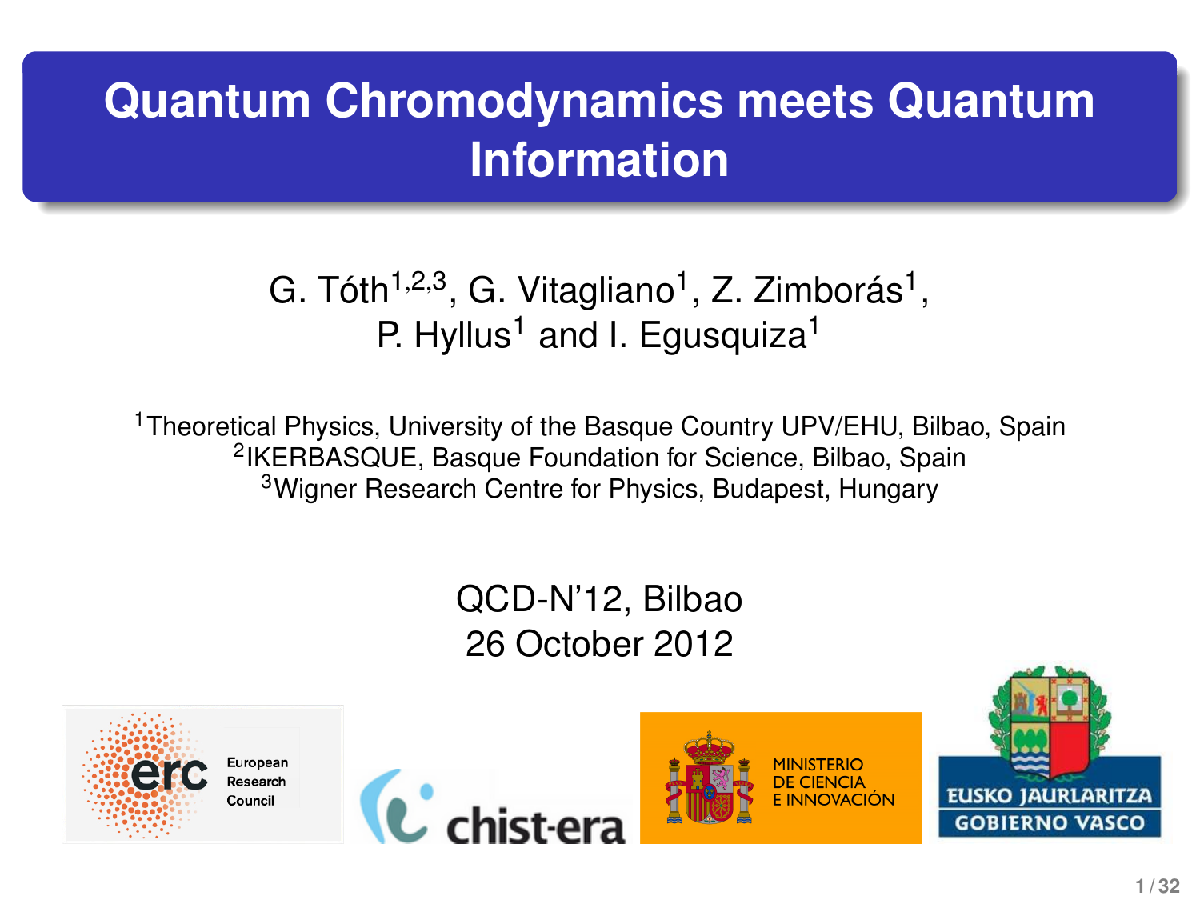# Quantum Chromodynamics meets Quantum Information

G. Tóth[1,2,3], G. Vitagliano[1], Z. Zimborás[1], P. Hyllus[1] and I. Egusquiza[1]

[1]Theoretical Physics, University of the Basque Country UPV/EHU, Bilbao, Spain
[2]IKERBASQUE, Basque Foundation for Science, Bilbao, Spain
[3]Wigner Research Centre for Physics, Budapest, Hungary

QCD-N'12, Bilbao
26 October 2012

European Research Council

chist-era

MINISTERIO DE CIENCIA E INNOVACIÓN

EUSKO JAURLARITZA
GOBIERNO VASCO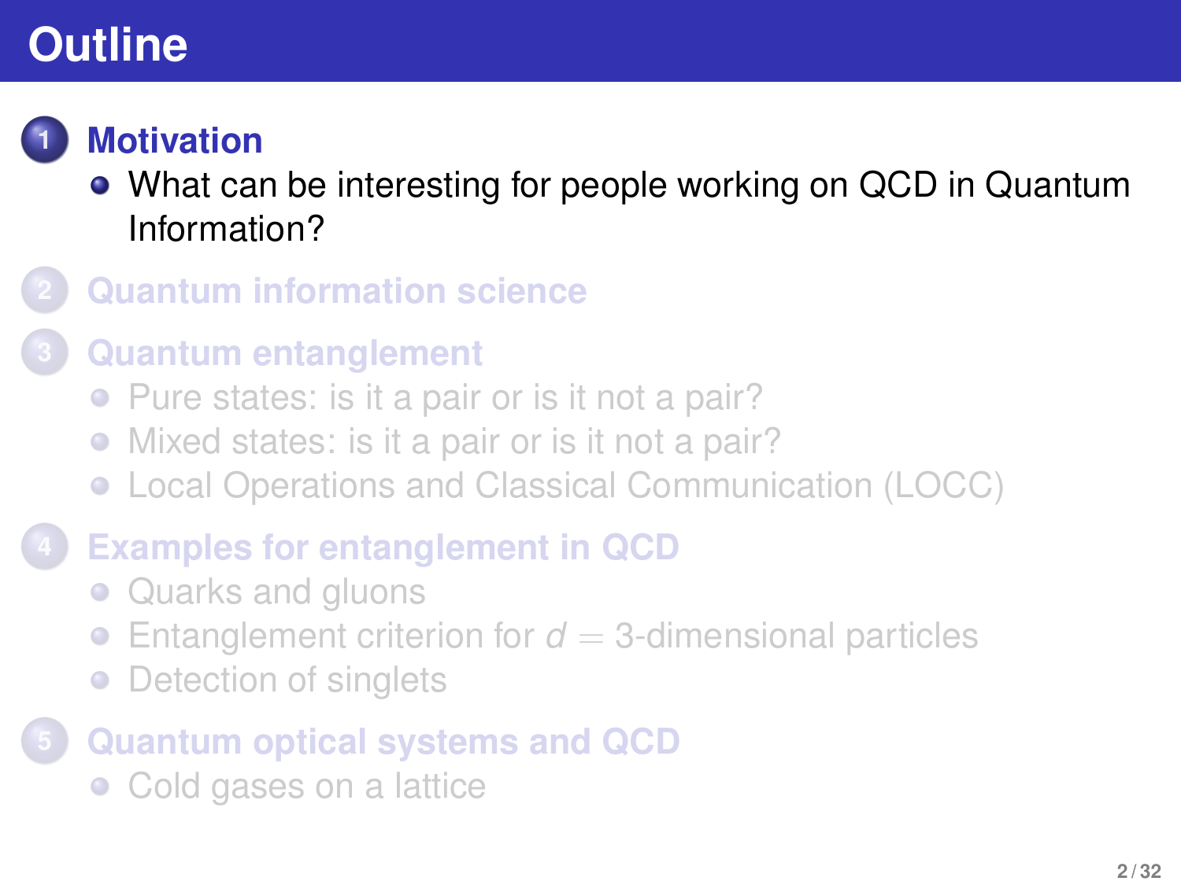# Outline

1. **Motivation**
   - What can be interesting for people working on QCD in Quantum Information?
2. **Quantum information science**
3. **Quantum entanglement**
   - Pure states: is it a pair or is it not a pair?
   - Mixed states: is it a pair or is it not a pair?
   - Local Operations and Classical Communication (LOCC)
4. **Examples for entanglement in QCD**
   - Quarks and gluons
   - Entanglement criterion for $d = 3$-dimensional particles
   - Detection of singlets
5. **Quantum optical systems and QCD**
   - Cold gases on a lattice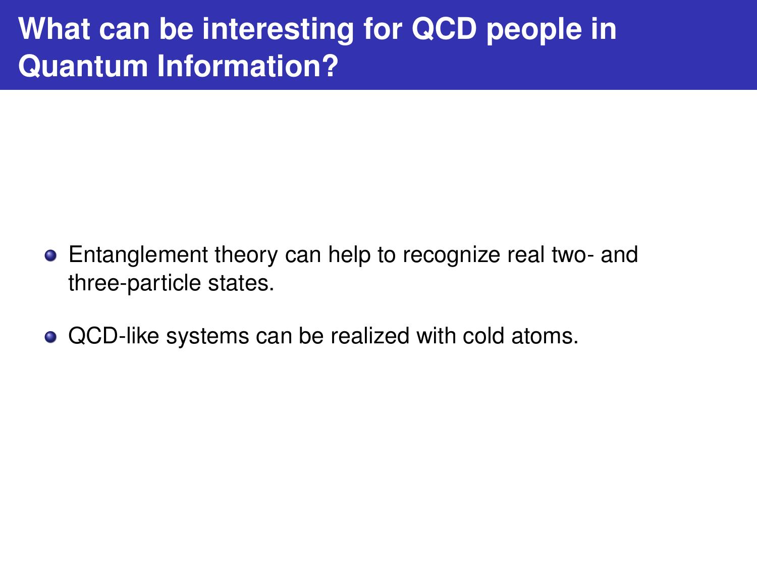# What can be interesting for QCD people in Quantum Information?

- Entanglement theory can help to recognize real two- and three-particle states.
- QCD-like systems can be realized with cold atoms.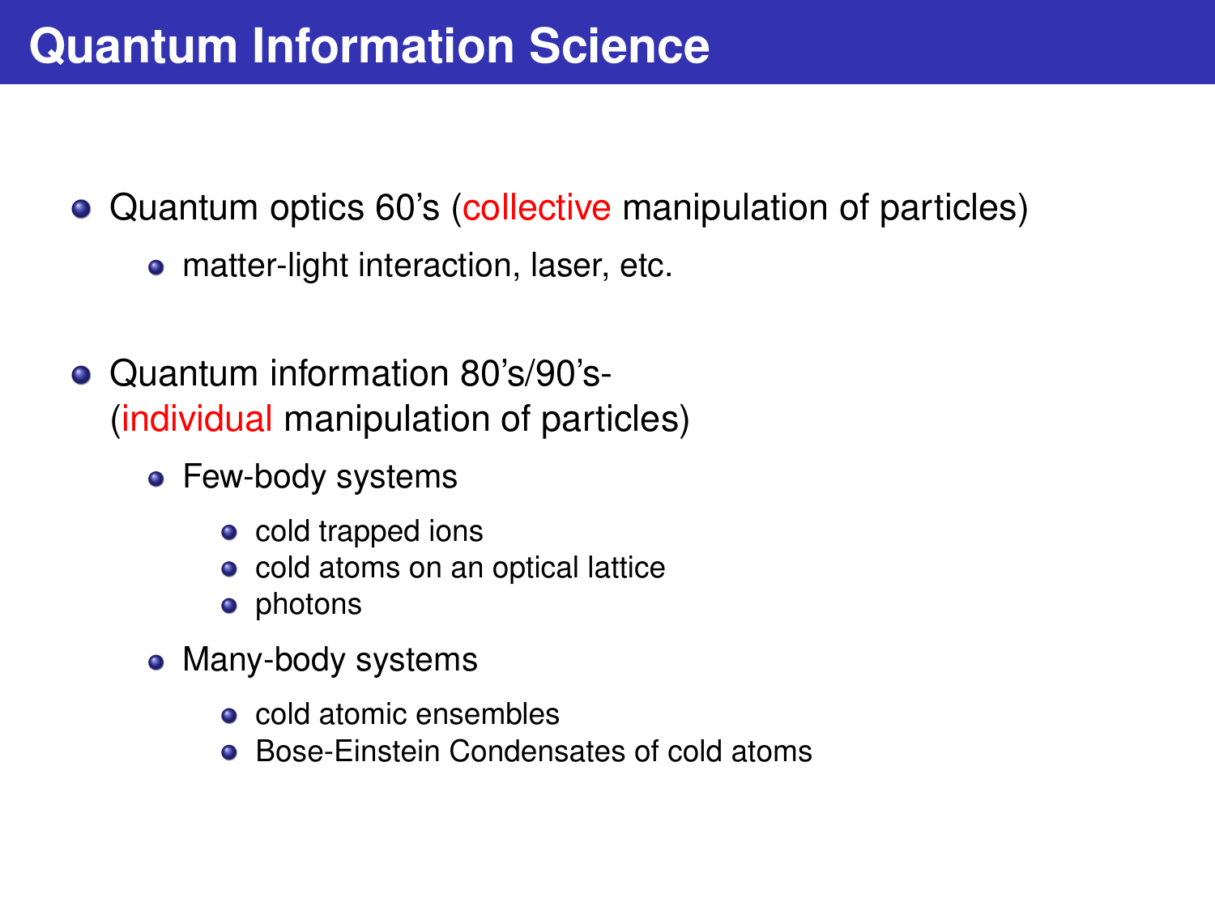# Quantum Information Science

- Quantum optics 60's (collective manipulation of particles)
  - matter-light interaction, laser, etc.

- Quantum information 80's/90's- (individual manipulation of particles)
  - Few-body systems
    - cold trapped ions
    - cold atoms on an optical lattice
    - photons
  - Many-body systems
    - cold atomic ensembles
    - Bose-Einstein Condensates of cold atoms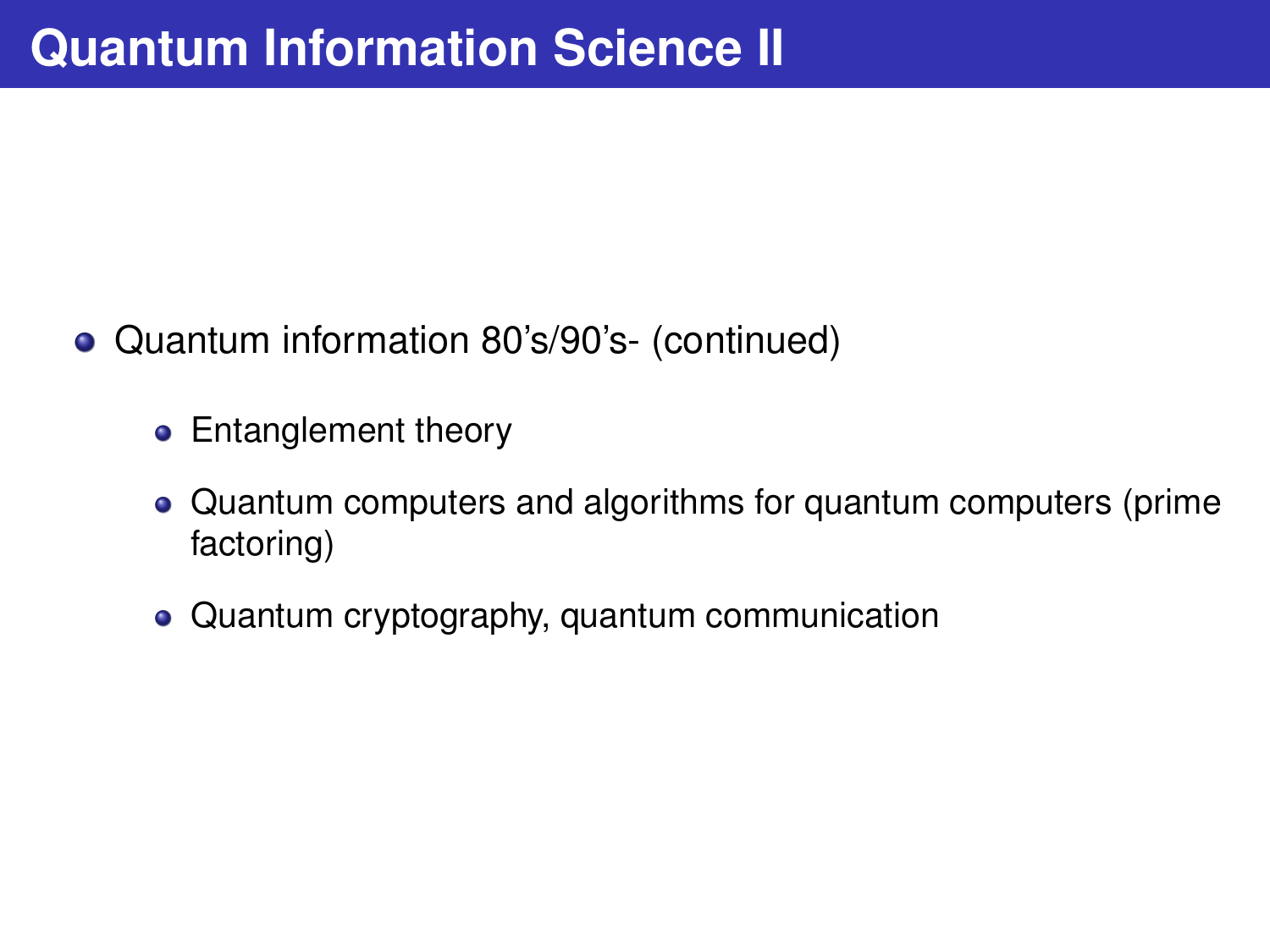# Quantum Information Science II

- Quantum information 80's/90's- (continued)
  - Entanglement theory
  - Quantum computers and algorithms for quantum computers (prime factoring)
  - Quantum cryptography, quantum communication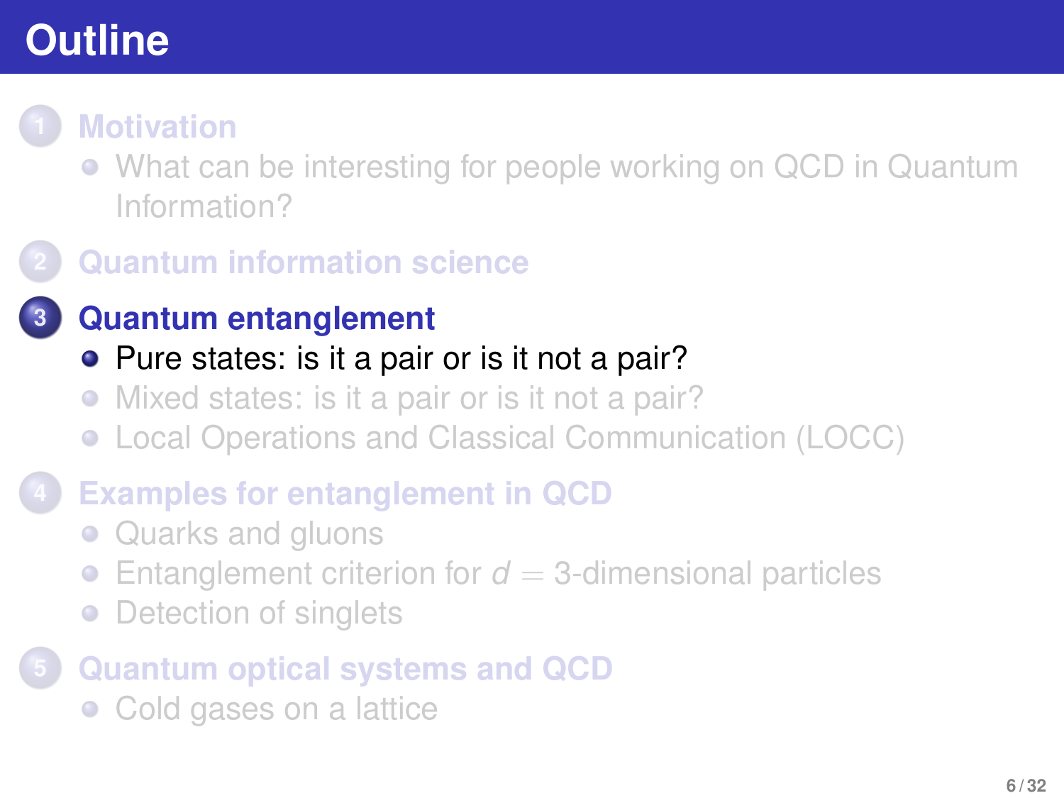# Outline

1. **Motivation**
   - What can be interesting for people working on QCD in Quantum Information?
2. **Quantum information science**
3. **Quantum entanglement**
   - Pure states: is it a pair or is it not a pair?
   - Mixed states: is it a pair or is it not a pair?
   - Local Operations and Classical Communication (LOCC)
4. **Examples for entanglement in QCD**
   - Quarks and gluons
   - Entanglement criterion for $d = 3$-dimensional particles
   - Detection of singlets
5. **Quantum optical systems and QCD**
   - Cold gases on a lattice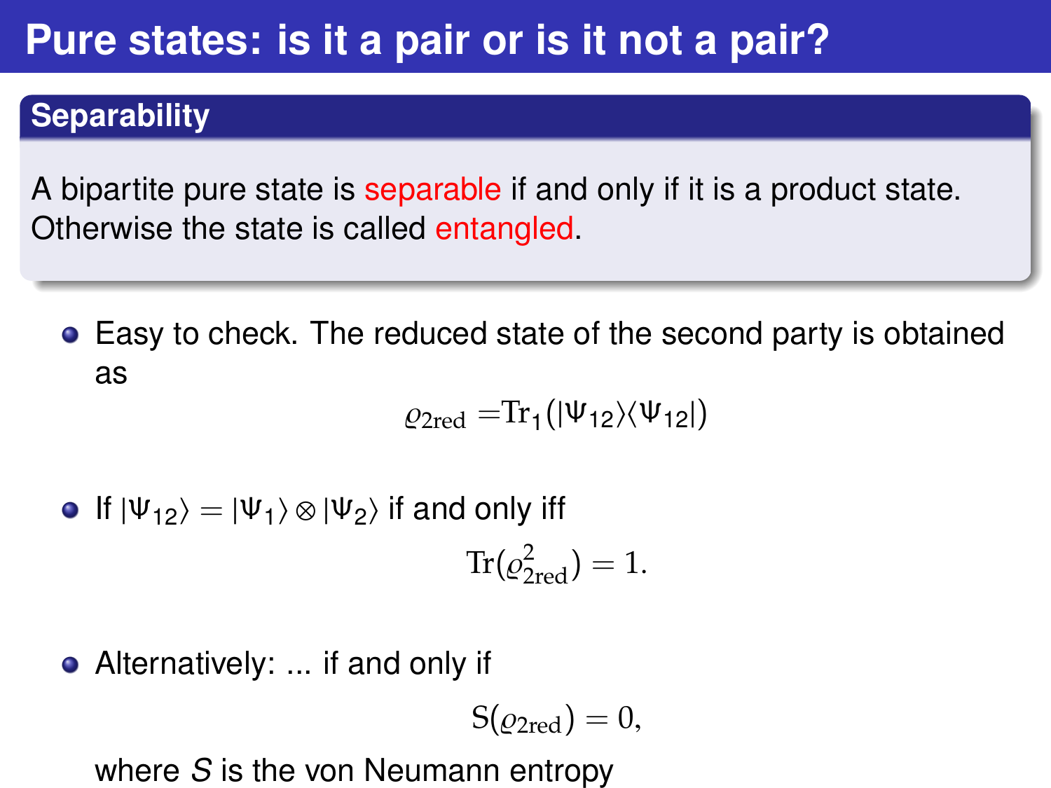# Pure states: is it a pair or is it not a pair?

## Separability

A bipartite pure state is separable if and only if it is a product state. Otherwise the state is called entangled.

- Easy to check. The reduced state of the second party is obtained as

$$\varrho_{2\text{red}} = \text{Tr}_1(|\Psi_{12}\rangle\langle\Psi_{12}|)$$

- If $|\Psi_{12}\rangle = |\Psi_1\rangle \otimes |\Psi_2\rangle$ if and only iff

$$\text{Tr}(\varrho_{2\text{red}}^2) = 1.$$

- Alternatively: ... if and only if

$$S(\varrho_{2\text{red}}) = 0,$$

where $S$ is the von Neumann entropy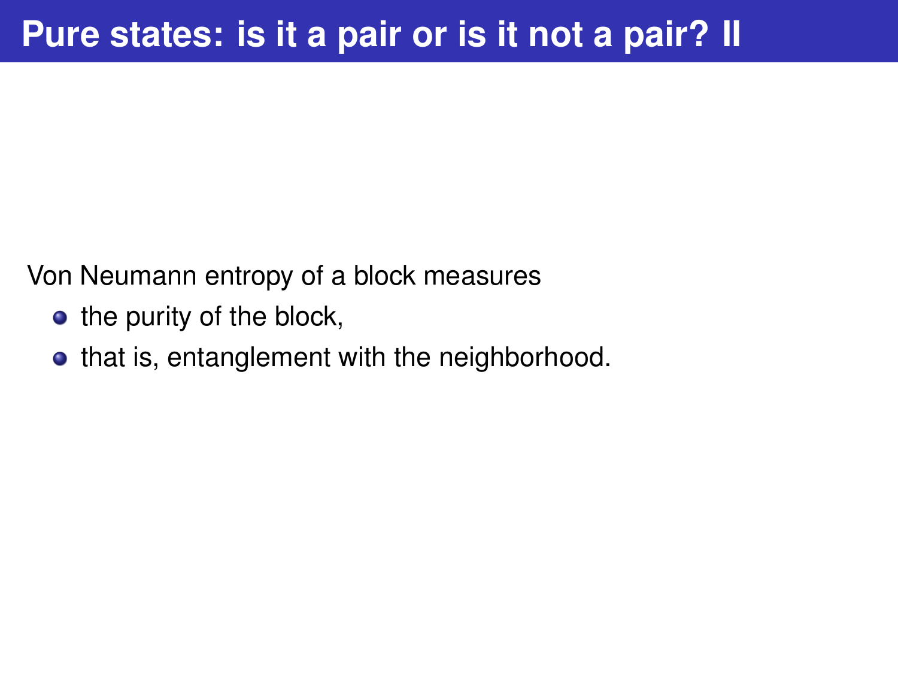# Pure states: is it a pair or is it not a pair? II

Von Neumann entropy of a block measures

- the purity of the block,
- that is, entanglement with the neighborhood.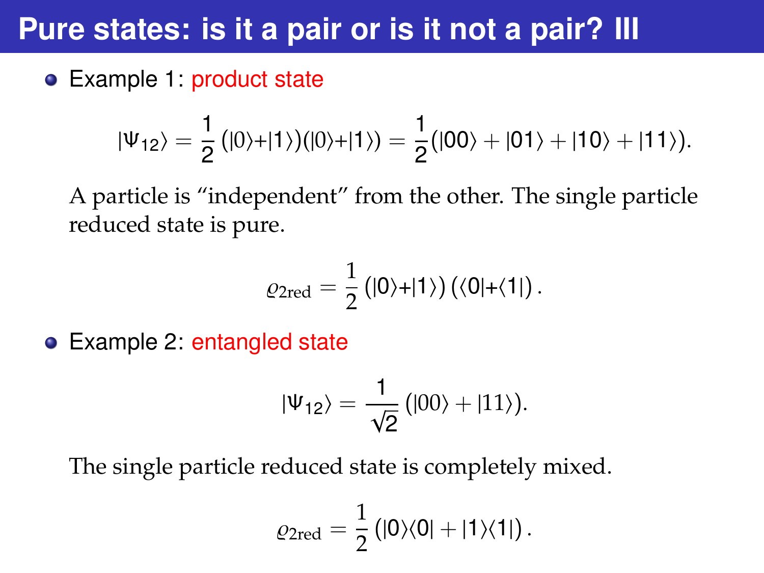# Pure states: is it a pair or is it not a pair? III

- Example 1: product state

$$|\Psi_{12}\rangle = \frac{1}{2}(|0\rangle + |1\rangle)(|0\rangle + |1\rangle) = \frac{1}{2}(|00\rangle + |01\rangle + |10\rangle + |11\rangle).$$

A particle is "independent" from the other. The single particle reduced state is pure.

$$\varrho_{2\mathrm{red}} = \frac{1}{2}(|0\rangle + |1\rangle)(\langle 0| + \langle 1|).$$

- Example 2: entangled state

$$|\Psi_{12}\rangle = \frac{1}{\sqrt{2}}(|00\rangle + |11\rangle).$$

The single particle reduced state is completely mixed.

$$\varrho_{2\mathrm{red}} = \frac{1}{2}(|0\rangle\langle 0| + |1\rangle\langle 1|).$$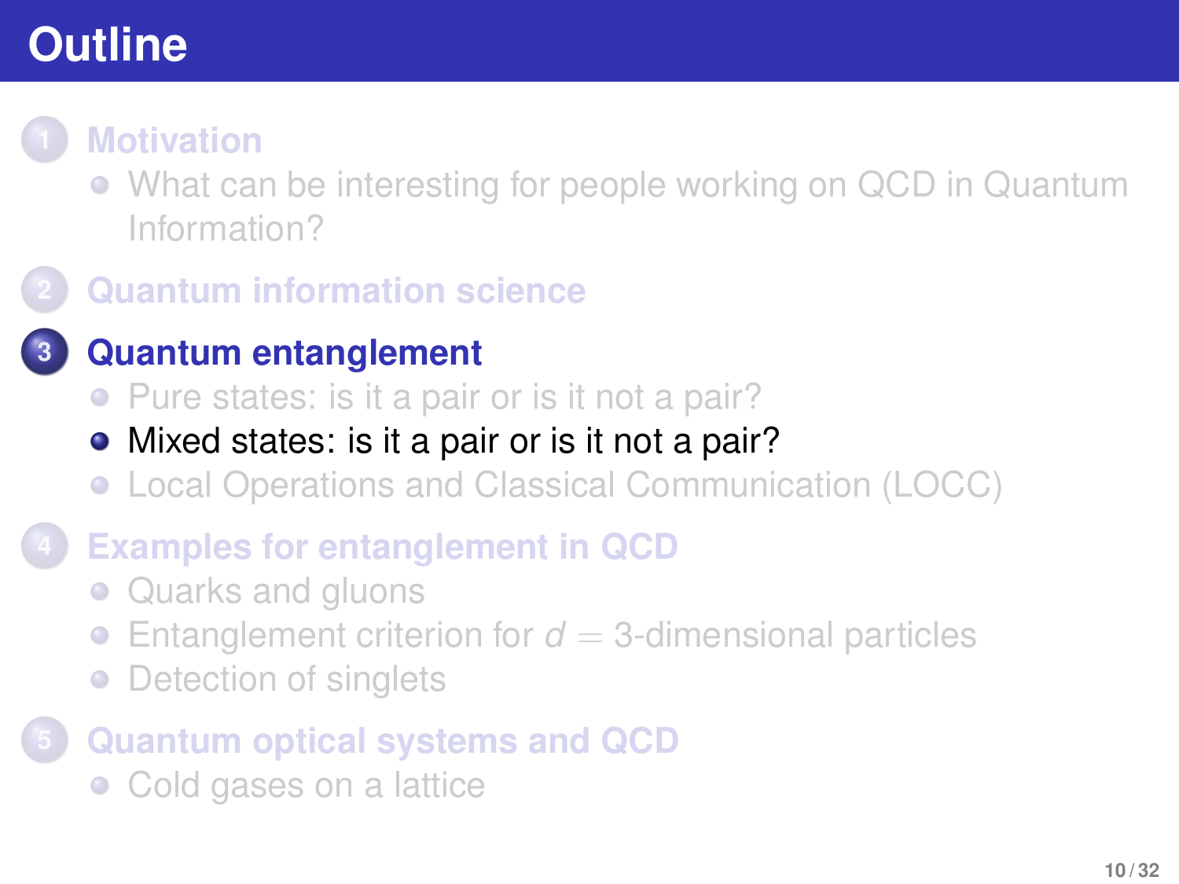# Outline

1. **Motivation**
   - What can be interesting for people working on QCD in Quantum Information?

2. **Quantum information science**

3. **Quantum entanglement**
   - Pure states: is it a pair or is it not a pair?
   - Mixed states: is it a pair or is it not a pair?
   - Local Operations and Classical Communication (LOCC)

4. **Examples for entanglement in QCD**
   - Quarks and gluons
   - Entanglement criterion for $d = 3$-dimensional particles
   - Detection of singlets

5. **Quantum optical systems and QCD**
   - Cold gases on a lattice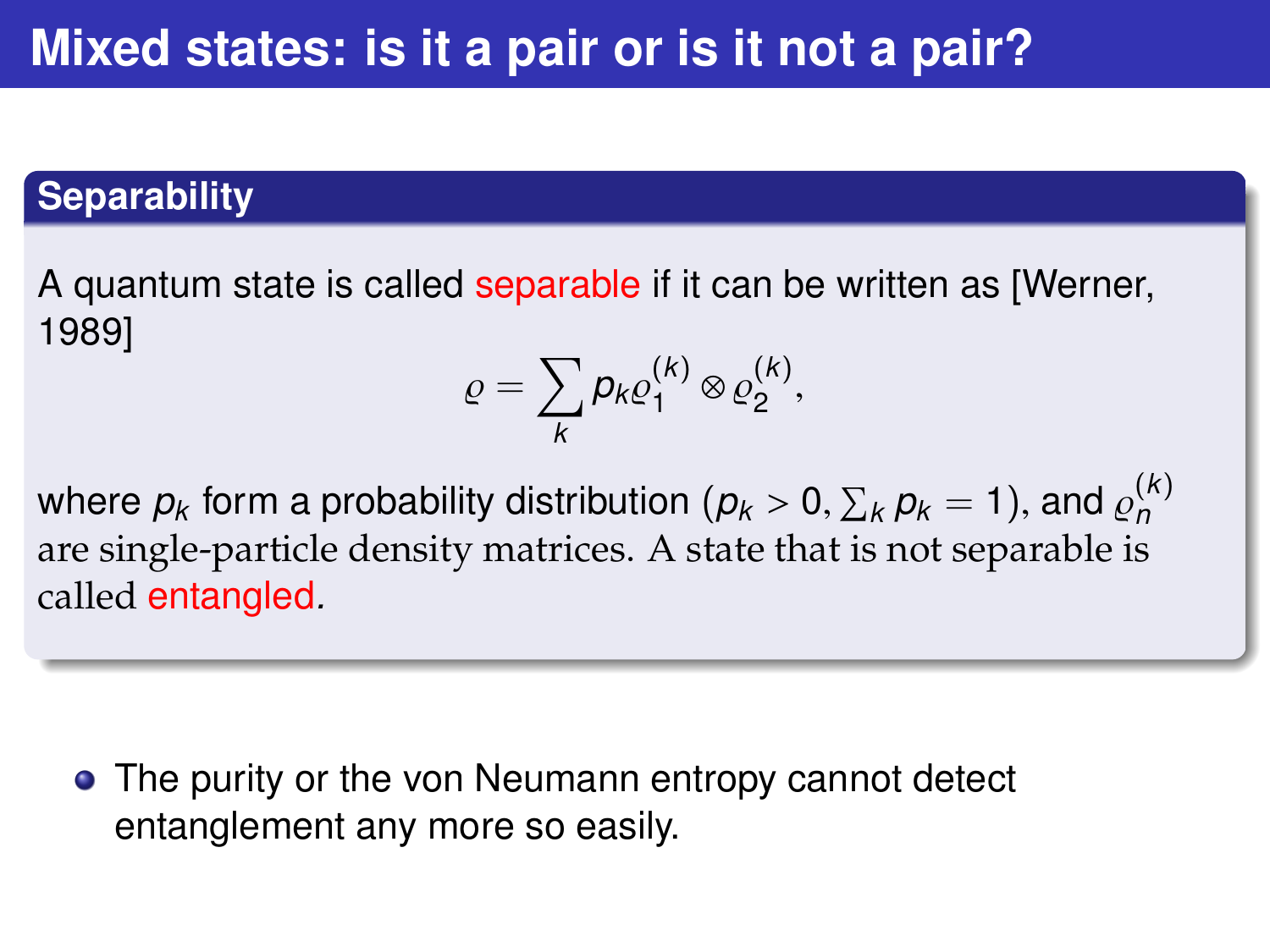# Mixed states: is it a pair or is it not a pair?

### Separability

A quantum state is called separable if it can be written as [Werner, 1989]

$$\varrho = \sum_k p_k \varrho_1^{(k)} \otimes \varrho_2^{(k)},$$

where $p_k$ form a probability distribution ($p_k > 0, \sum_k p_k = 1$), and $\varrho_n^{(k)}$ are single-particle density matrices. A state that is not separable is called entangled.

- The purity or the von Neumann entropy cannot detect entanglement any more so easily.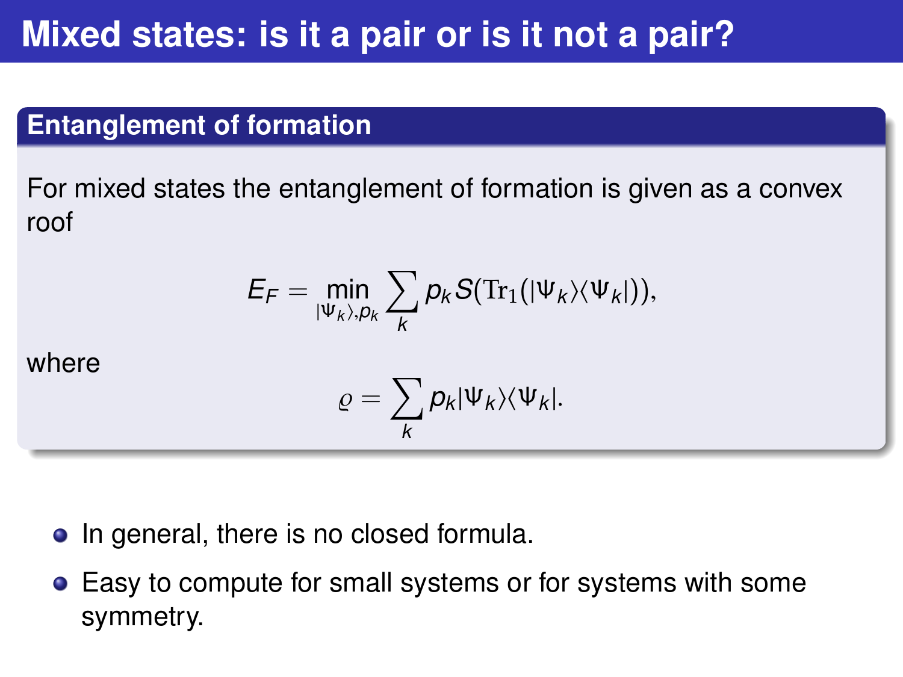# Mixed states: is it a pair or is it not a pair?

## Entanglement of formation

For mixed states the entanglement of formation is given as a convex roof

$$E_F = \min_{|\Psi_k\rangle, p_k} \sum_k p_k S(\mathrm{Tr}_1(|\Psi_k\rangle\langle\Psi_k|)),$$

where

$$\varrho = \sum_k p_k |\Psi_k\rangle\langle\Psi_k|.$$

- In general, there is no closed formula.
- Easy to compute for small systems or for systems with some symmetry.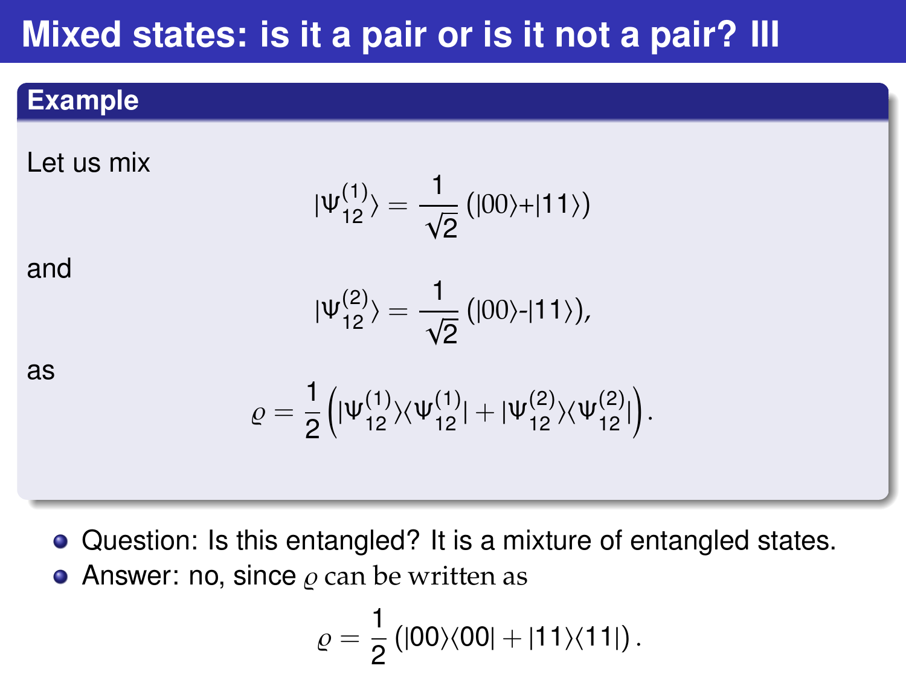# Mixed states: is it a pair or is it not a pair? III

## Example

Let us mix

$$|\Psi^{(1)}_{12}\rangle = \frac{1}{\sqrt{2}}\left(|00\rangle + |11\rangle\right)$$

and

$$|\Psi^{(2)}_{12}\rangle = \frac{1}{\sqrt{2}}\left(|00\rangle - |11\rangle\right),$$

as

$$\varrho = \frac{1}{2}\left(|\Psi^{(1)}_{12}\rangle\langle\Psi^{(1)}_{12}| + |\Psi^{(2)}_{12}\rangle\langle\Psi^{(2)}_{12}|\right).$$

- Question: Is this entangled? It is a mixture of entangled states.
- Answer: no, since $\varrho$ can be written as

$$\varrho = \frac{1}{2}\left(|00\rangle\langle 00| + |11\rangle\langle 11|\right).$$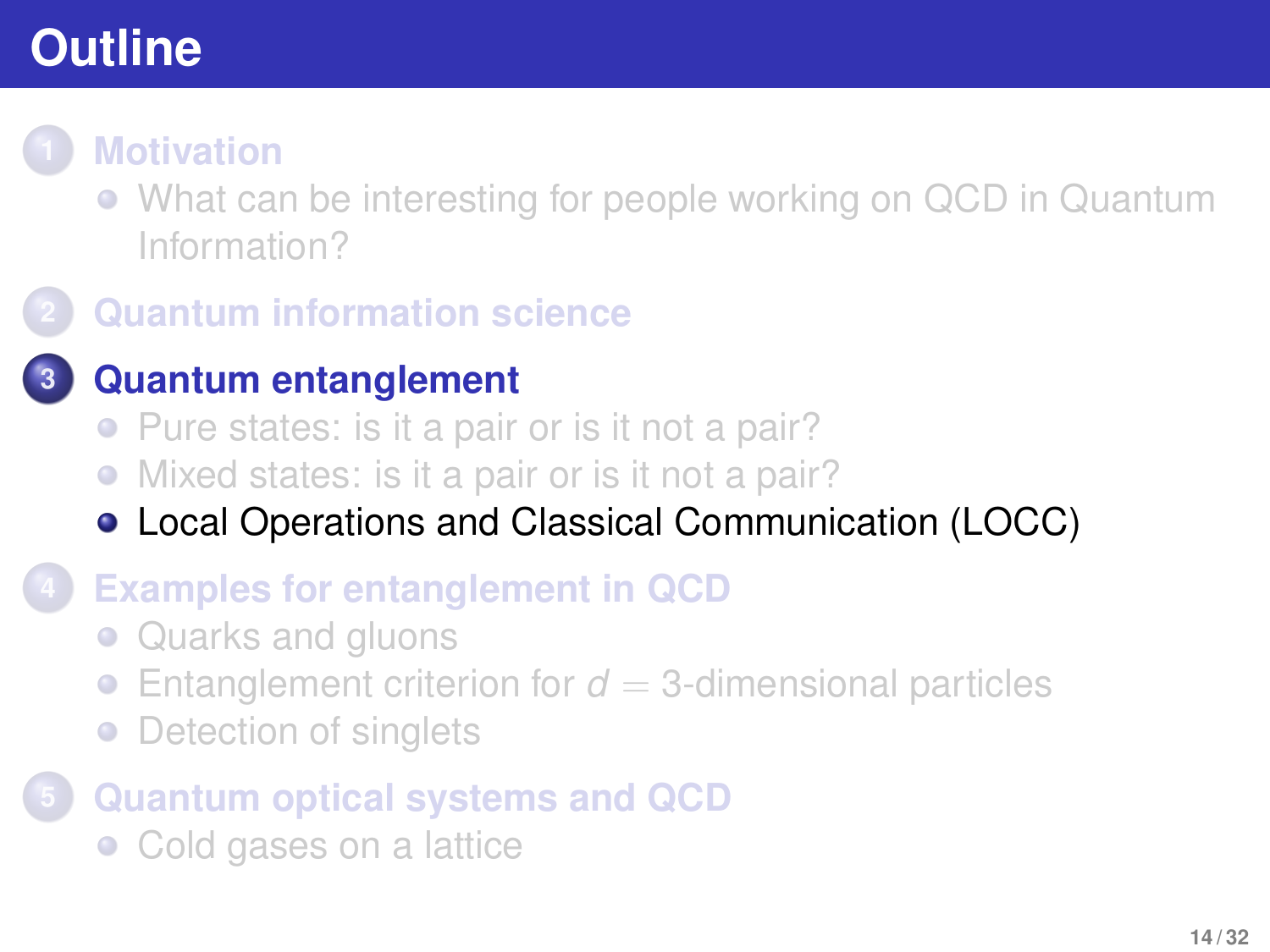# Outline

1. **Motivation**
   - What can be interesting for people working on QCD in Quantum Information?
2. **Quantum information science**
3. **Quantum entanglement**
   - Pure states: is it a pair or is it not a pair?
   - Mixed states: is it a pair or is it not a pair?
   - Local Operations and Classical Communication (LOCC)
4. **Examples for entanglement in QCD**
   - Quarks and gluons
   - Entanglement criterion for $d = 3$-dimensional particles
   - Detection of singlets
5. **Quantum optical systems and QCD**
   - Cold gases on a lattice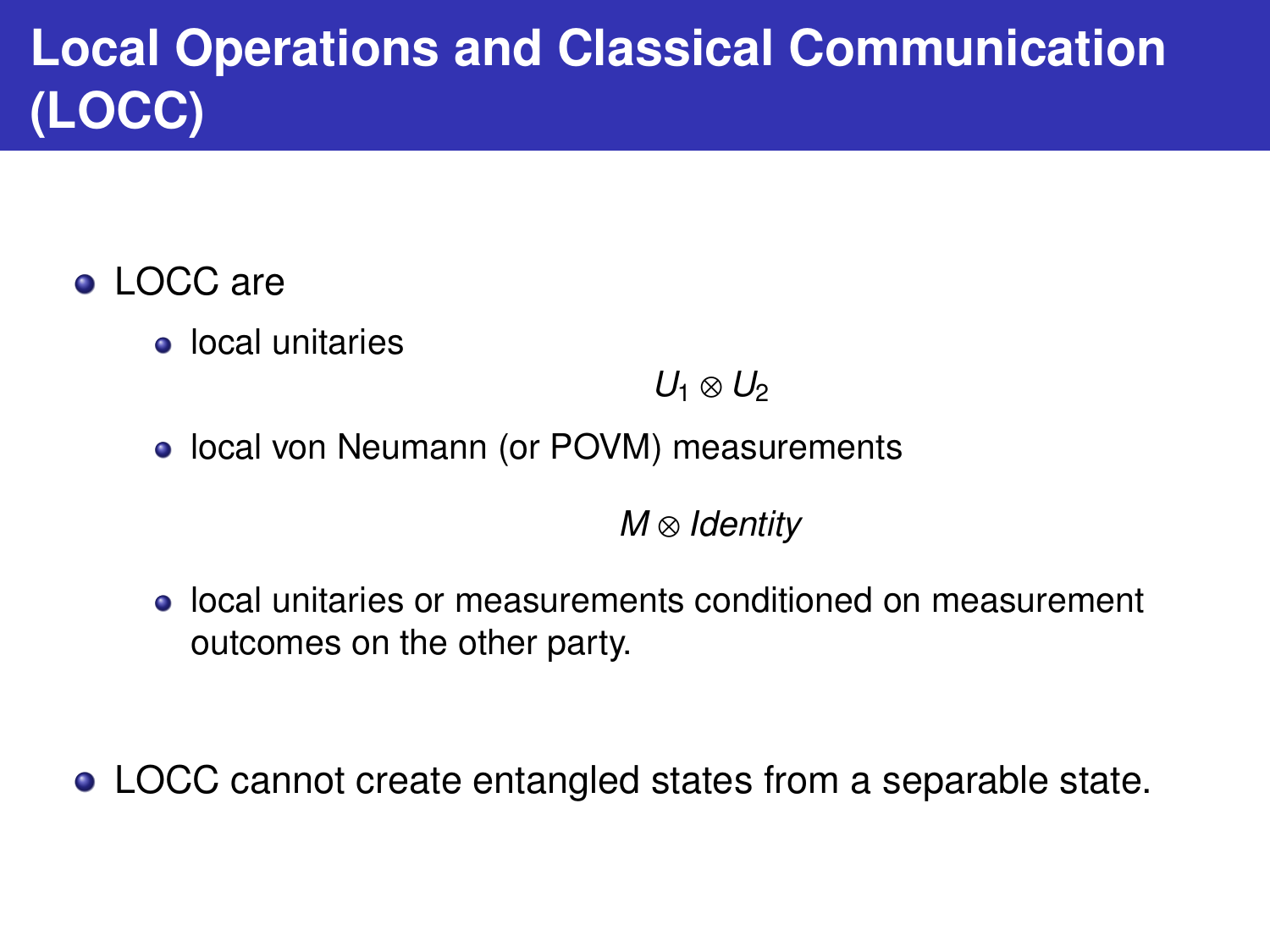# Local Operations and Classical Communication (LOCC)

- LOCC are
  - local unitaries

$$U_1 \otimes U_2$$

  - local von Neumann (or POVM) measurements

$$M \otimes Identity$$

  - local unitaries or measurements conditioned on measurement outcomes on the other party.

- LOCC cannot create entangled states from a separable state.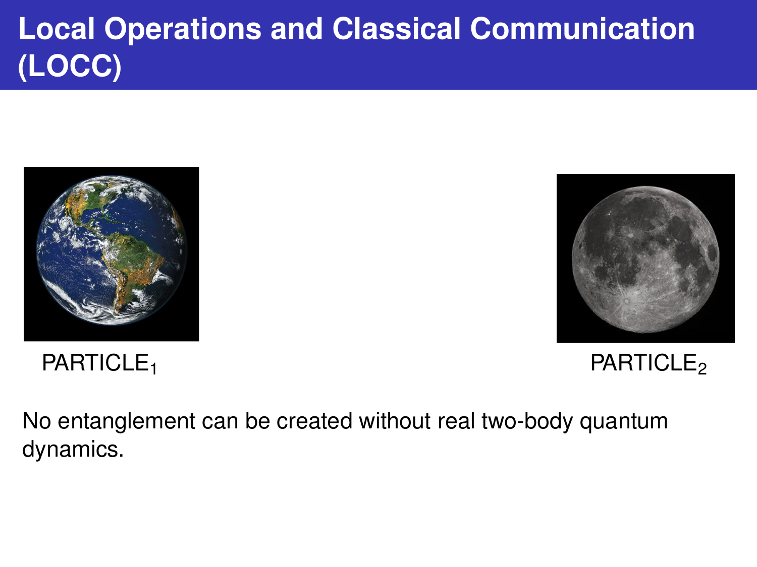# Local Operations and Classical Communication (LOCC)

PARTICLE$_1$

PARTICLE$_2$

No entanglement can be created without real two-body quantum dynamics.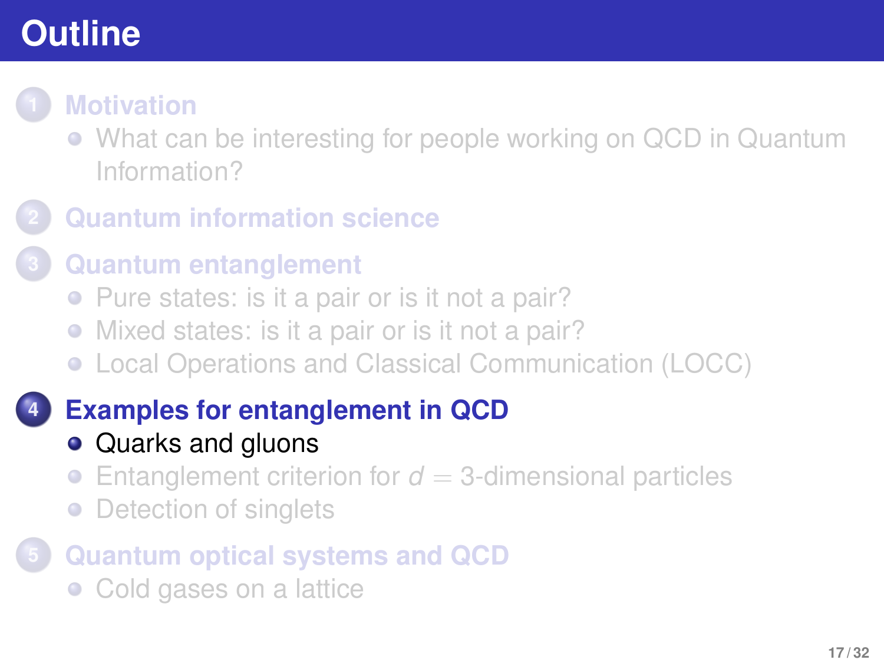# Outline

1. **Motivation**
   - What can be interesting for people working on QCD in Quantum Information?
2. **Quantum information science**
3. **Quantum entanglement**
   - Pure states: is it a pair or is it not a pair?
   - Mixed states: is it a pair or is it not a pair?
   - Local Operations and Classical Communication (LOCC)
4. **Examples for entanglement in QCD**
   - Quarks and gluons
   - Entanglement criterion for $d = 3$-dimensional particles
   - Detection of singlets
5. **Quantum optical systems and QCD**
   - Cold gases on a lattice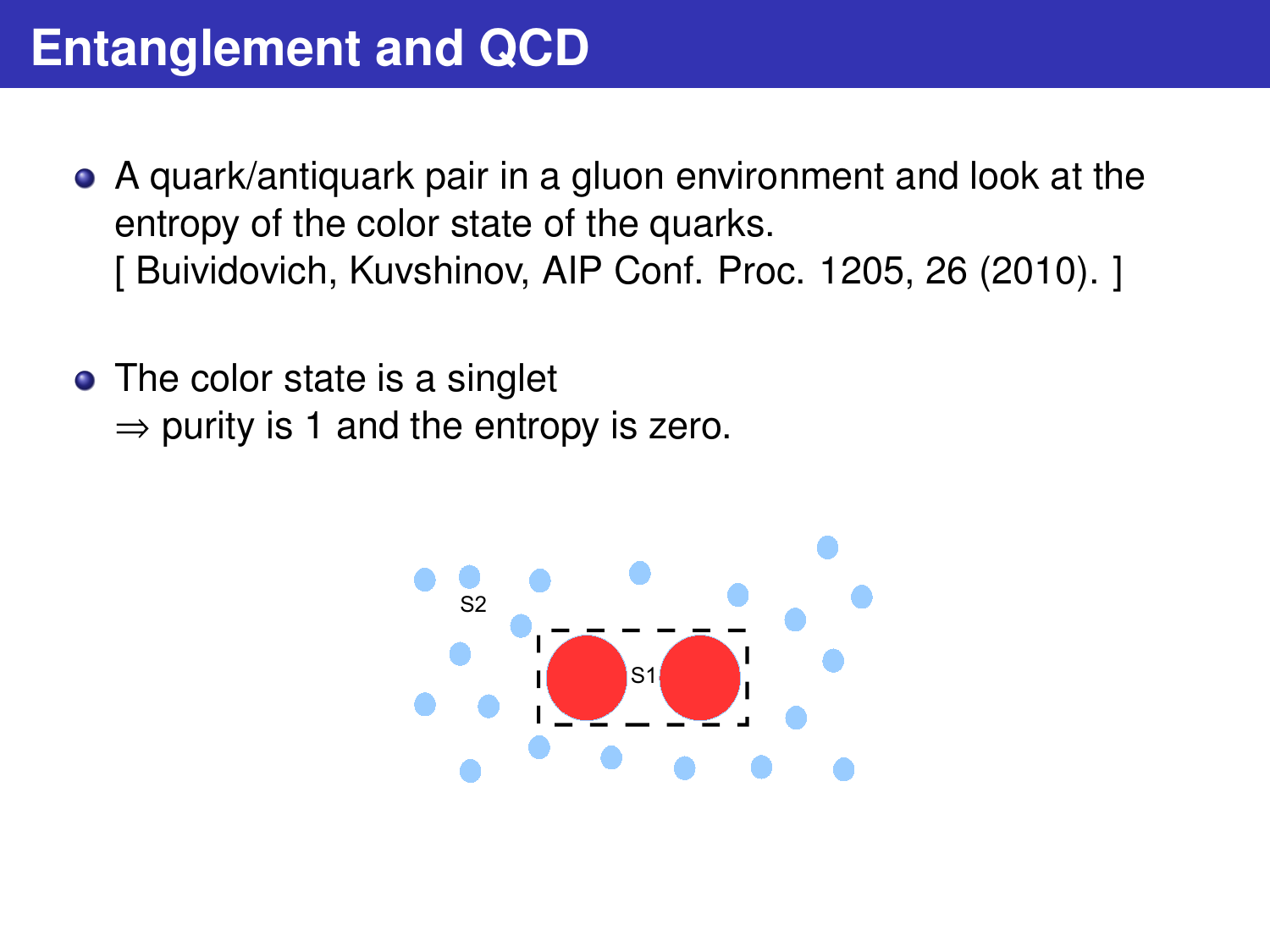# Entanglement and QCD

- A quark/antiquark pair in a gluon environment and look at the entropy of the color state of the quarks.
  [ Buividovich, Kuvshinov, AIP Conf. Proc. 1205, 26 (2010). ]

- The color state is a singlet
  $\Rightarrow$ purity is 1 and the entropy is zero.

S2

S1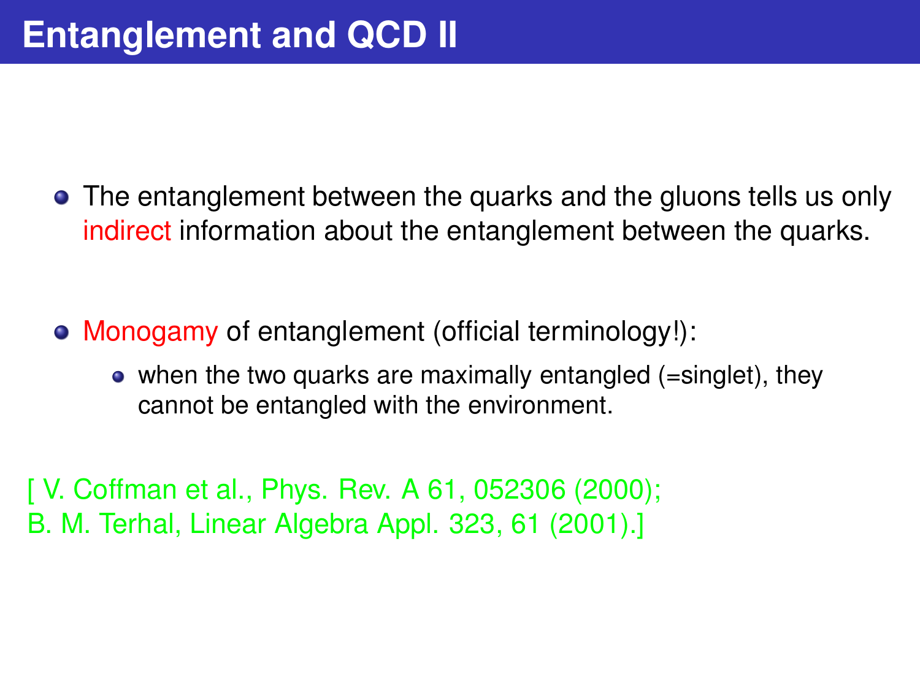# Entanglement and QCD II

- The entanglement between the quarks and the gluons tells us only indirect information about the entanglement between the quarks.

- Monogamy of entanglement (official terminology!):
  - when the two quarks are maximally entangled (=singlet), they cannot be entangled with the environment.

[ V. Coffman et al., Phys. Rev. A 61, 052306 (2000);
B. M. Terhal, Linear Algebra Appl. 323, 61 (2001).]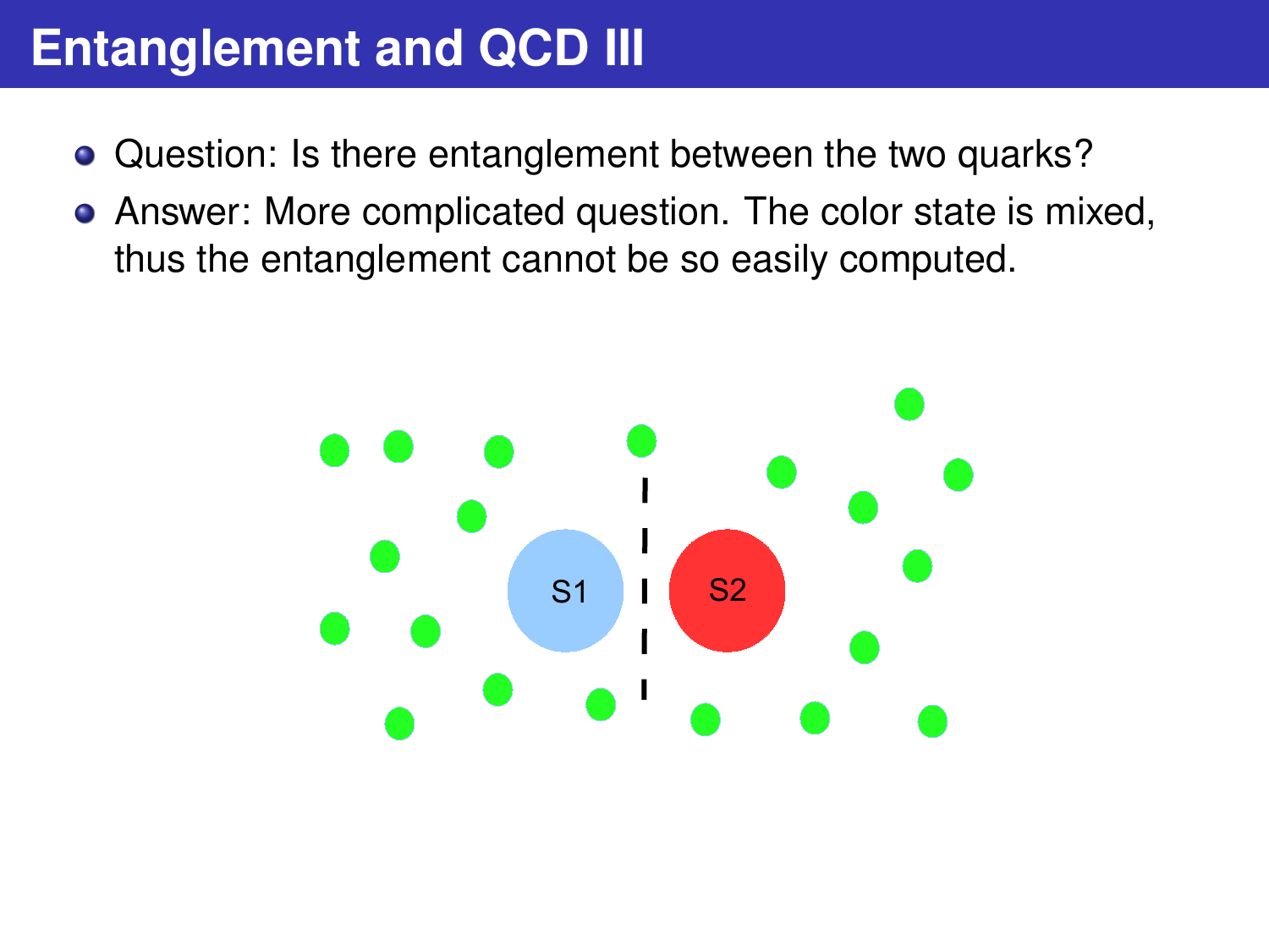# Entanglement and QCD III

- Question: Is there entanglement between the two quarks?
- Answer: More complicated question. The color state is mixed, thus the entanglement cannot be so easily computed.

S1

S2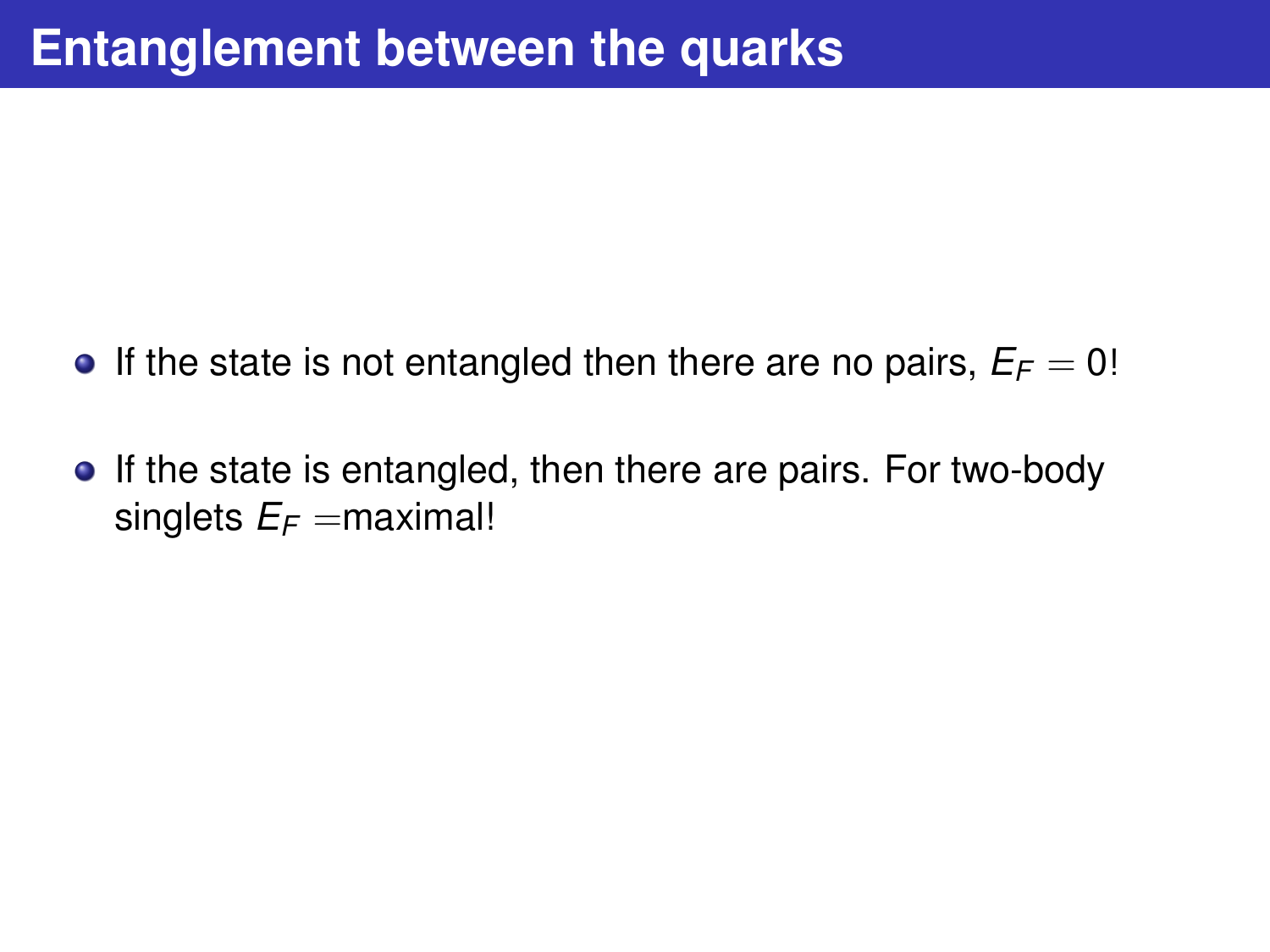# Entanglement between the quarks

- If the state is not entangled then there are no pairs, $E_F = 0$!
- If the state is entangled, then there are pairs. For two-body singlets $E_F =$maximal!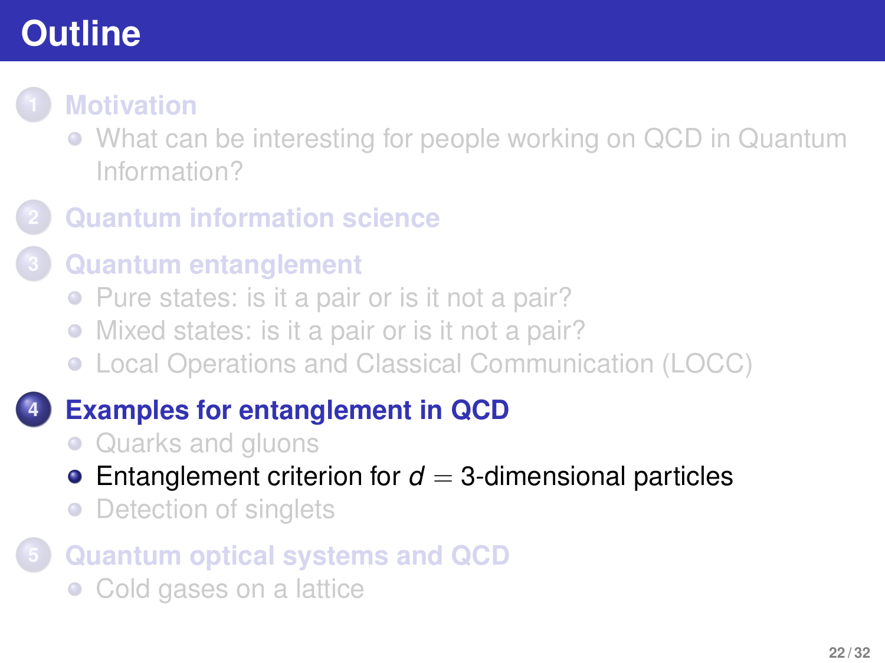# Outline

1. **Motivation**
   - What can be interesting for people working on QCD in Quantum Information?
2. **Quantum information science**
3. **Quantum entanglement**
   - Pure states: is it a pair or is it not a pair?
   - Mixed states: is it a pair or is it not a pair?
   - Local Operations and Classical Communication (LOCC)
4. **Examples for entanglement in QCD**
   - Quarks and gluons
   - Entanglement criterion for $d = 3$-dimensional particles
   - Detection of singlets
5. **Quantum optical systems and QCD**
   - Cold gases on a lattice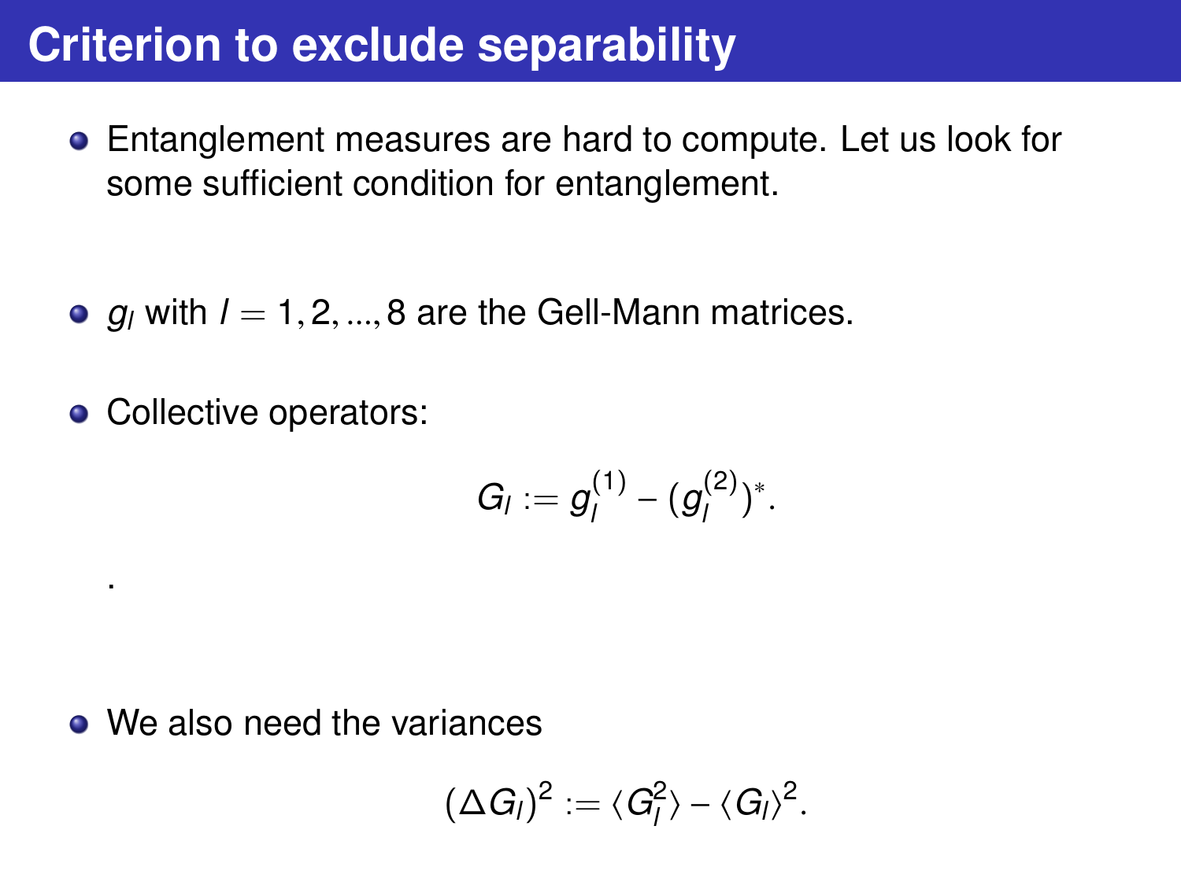# Criterion to exclude separability

- Entanglement measures are hard to compute. Let us look for some sufficient condition for entanglement.

- $g_l$ with $l = 1, 2, ..., 8$ are the Gell-Mann matrices.

- Collective operators:

$$G_l := g_l^{(1)} - (g_l^{(2)})^*.$$

.

- We also need the variances

$$(\Delta G_l)^2 := \langle G_l^2 \rangle - \langle G_l \rangle^2.$$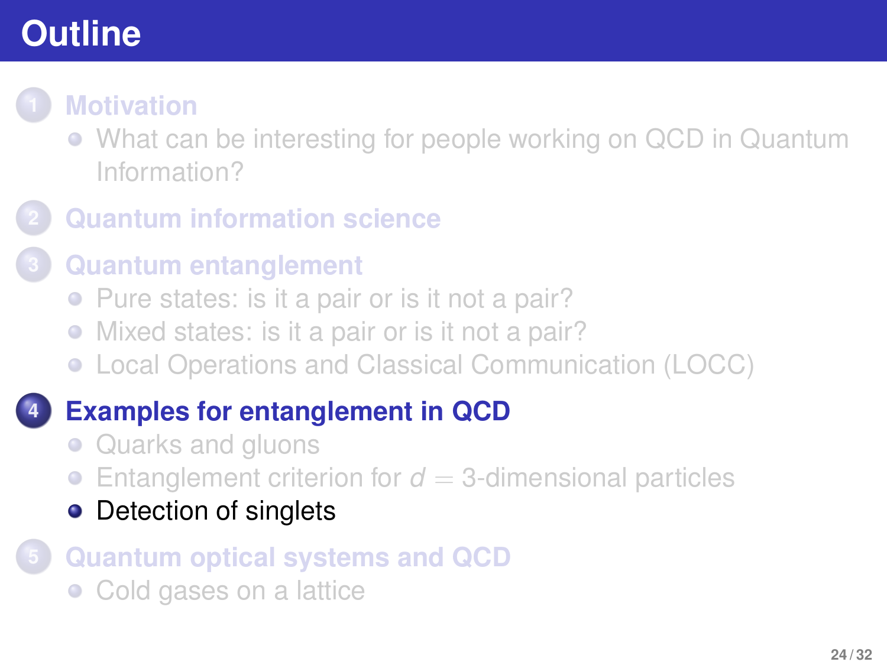# Outline

1. **Motivation**
   - What can be interesting for people working on QCD in Quantum Information?
2. **Quantum information science**
3. **Quantum entanglement**
   - Pure states: is it a pair or is it not a pair?
   - Mixed states: is it a pair or is it not a pair?
   - Local Operations and Classical Communication (LOCC)
4. **Examples for entanglement in QCD**
   - Quarks and gluons
   - Entanglement criterion for $d = 3$-dimensional particles
   - Detection of singlets
5. **Quantum optical systems and QCD**
   - Cold gases on a lattice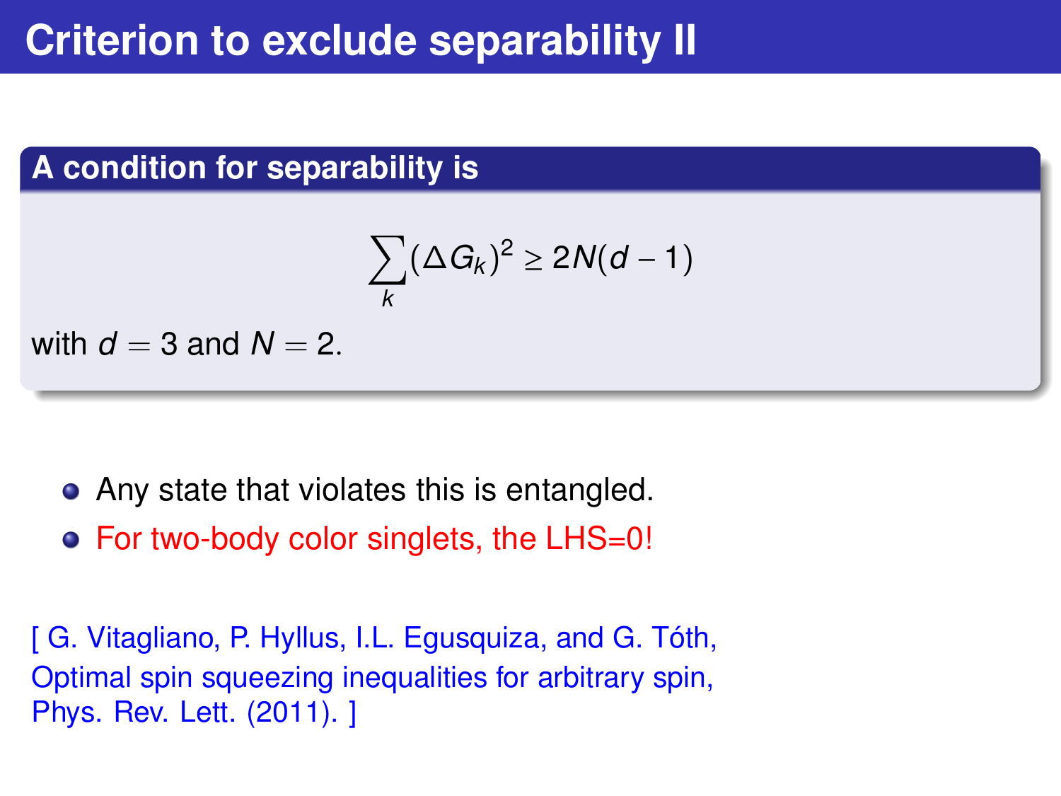# Criterion to exclude separability II

**A condition for separability is**

$$\sum_k (\Delta G_k)^2 \geq 2N(d-1)$$

with $d = 3$ and $N = 2$.

- Any state that violates this is entangled.
- For two-body color singlets, the LHS=0!

[ G. Vitagliano, P. Hyllus, I.L. Egusquiza, and G. Tóth, Optimal spin squeezing inequalities for arbitrary spin, Phys. Rev. Lett. (2011). ]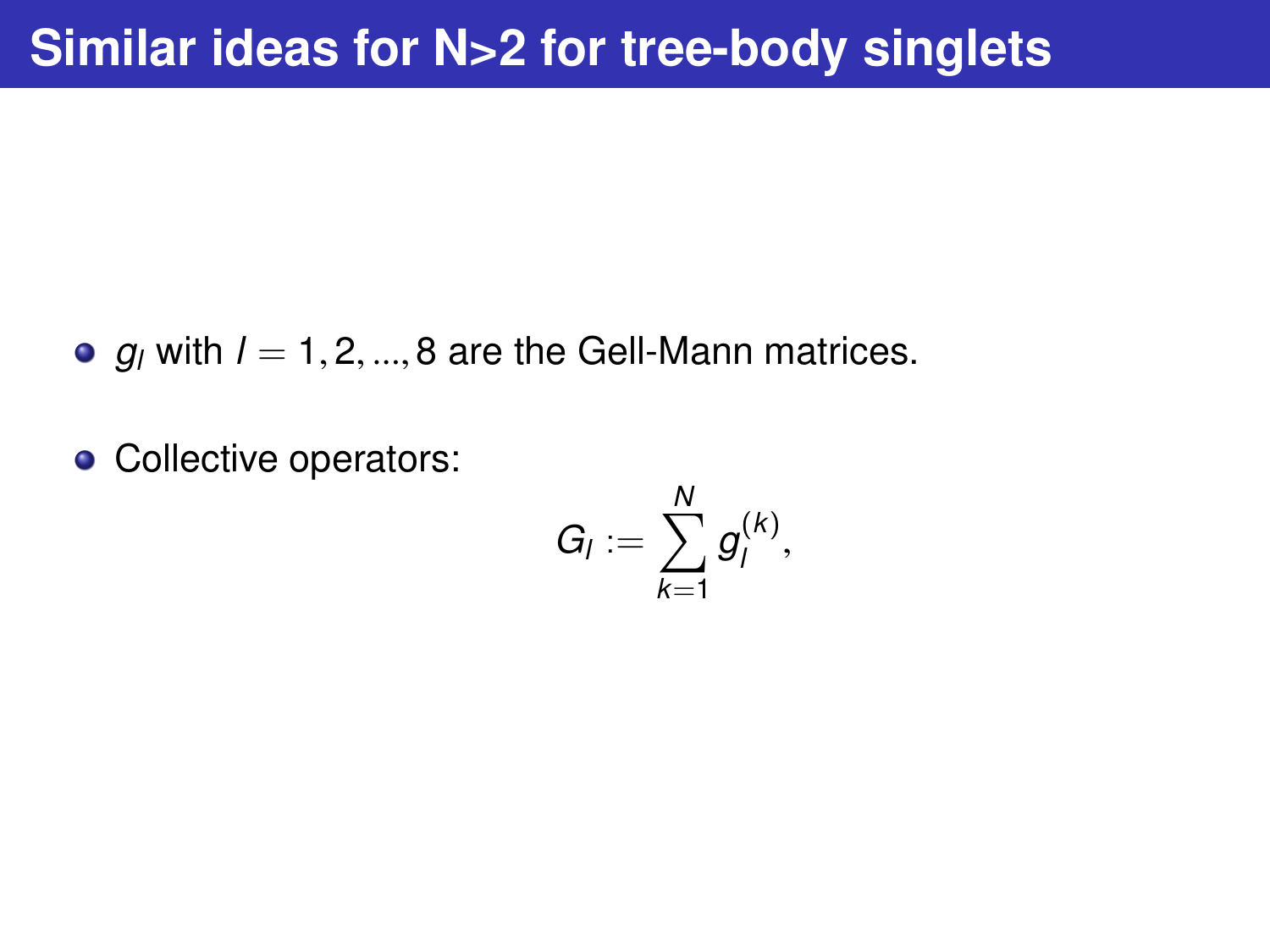# Similar ideas for N>2 for tree-body singlets

- $g_l$ with $l = 1, 2, ..., 8$ are the Gell-Mann matrices.

- Collective operators:

$$G_l := \sum_{k=1}^{N} g_l^{(k)},$$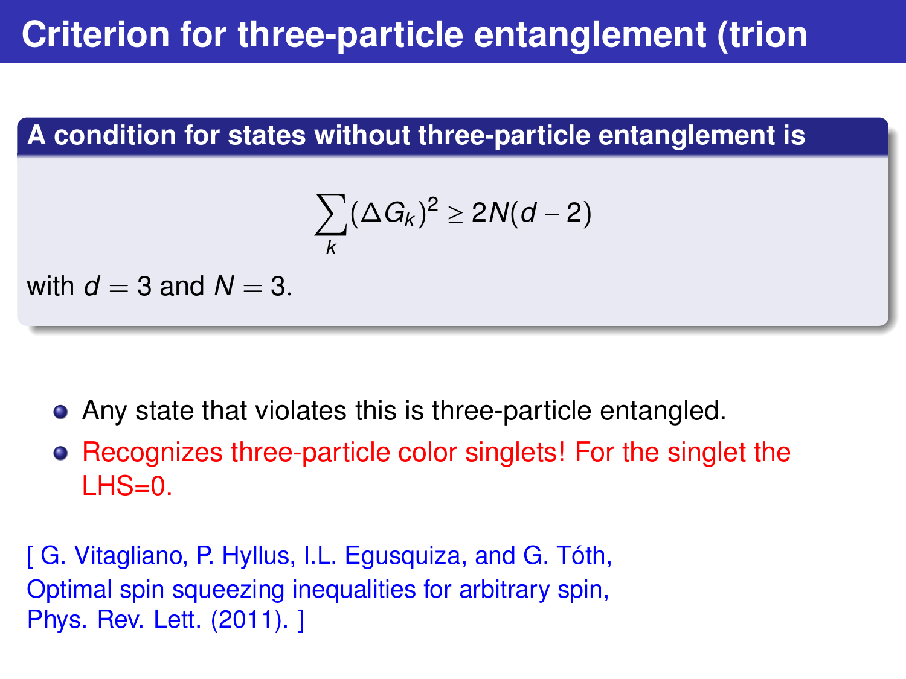# Criterion for three-particle entanglement (trion

**A condition for states without three-particle entanglement is**

$$\sum_k (\Delta G_k)^2 \geq 2N(d-2)$$

with $d = 3$ and $N = 3$.

- Any state that violates this is three-particle entangled.
- Recognizes three-particle color singlets! For the singlet the LHS=0.

[ G. Vitagliano, P. Hyllus, I.L. Egusquiza, and G. Tóth,
Optimal spin squeezing inequalities for arbitrary spin,
Phys. Rev. Lett. (2011). ]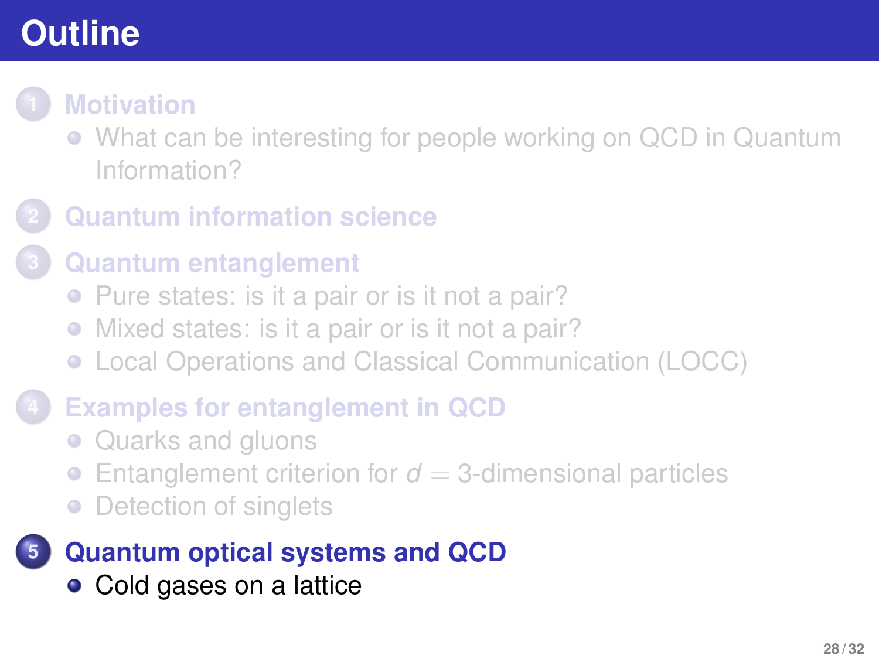# Outline

1. **Motivation**
   - What can be interesting for people working on QCD in Quantum Information?
2. **Quantum information science**
3. **Quantum entanglement**
   - Pure states: is it a pair or is it not a pair?
   - Mixed states: is it a pair or is it not a pair?
   - Local Operations and Classical Communication (LOCC)
4. **Examples for entanglement in QCD**
   - Quarks and gluons
   - Entanglement criterion for $d = 3$-dimensional particles
   - Detection of singlets
5. **Quantum optical systems and QCD**
   - Cold gases on a lattice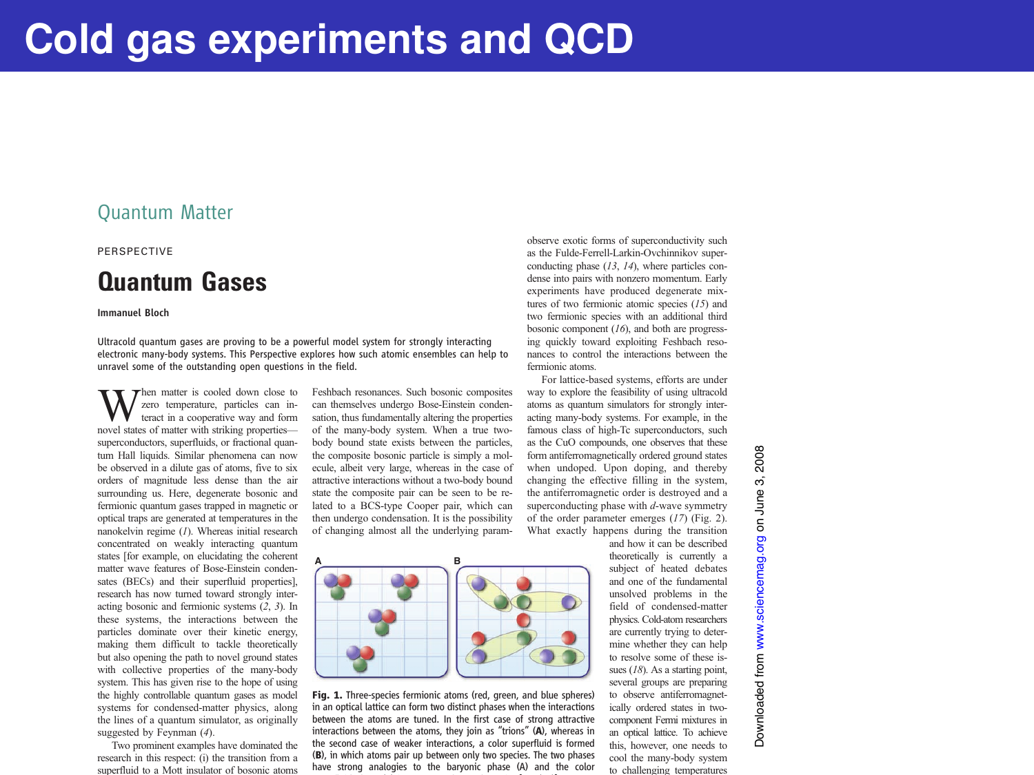# Cold gas experiments and QCD

## Quantum Matter

PERSPECTIVE

# Quantum Gases

**Immanuel Bloch**

Ultracold quantum gases are proving to be a powerful model system for strongly interacting electronic many-body systems. This Perspective explores how such atomic ensembles can help to unravel some of the outstanding open questions in the field.

When matter is cooled down close to zero temperature, particles can interact in a cooperative way and form novel states of matter with striking properties—superconductors, superfluids, or fractional quantum Hall liquids. Similar phenomena can now be observed in a dilute gas of atoms, five to six orders of magnitude less dense than the air surrounding us. Here, degenerate bosonic and fermionic quantum gases trapped in magnetic or optical traps are generated at temperatures in the nanokelvin regime (*1*). Whereas initial research concentrated on weakly interacting quantum states [for example, on elucidating the coherent matter wave features of Bose-Einstein condensates (BECs) and their superfluid properties], research has now turned toward strongly interacting bosonic and fermionic systems (*2*, *3*). In these systems, the interactions between the particles dominate over their kinetic energy, making them difficult to tackle theoretically but also opening the path to novel ground states with collective properties of the many-body system. This has given rise to the hope of using the highly controllable quantum gases as model systems for condensed-matter physics, along the lines of a quantum simulator, as originally suggested by Feynman (*4*).

Two prominent examples have dominated the research in this respect: (i) the transition from a superfluid to a Mott insulator of bosonic atoms

Feshbach resonances. Such bosonic composites can themselves undergo Bose-Einstein condensation, thus fundamentally altering the properties of the many-body system. When a true two-body bound state exists between the particles, the composite bosonic particle is simply a molecule, albeit very large, whereas in the case of attractive interactions without a two-body bound state the composite pair can be seen to be related to a BCS-type Cooper pair, which can then undergo condensation. It is the possibility of changing almost all the underlying param-

**Fig. 1.** Three-species fermionic atoms (red, green, and blue spheres) in an optical lattice can form two distinct phases when the interactions between the atoms are tuned. In the first case of strong attractive interactions between the atoms, they join as "trions" (**A**), whereas in the second case of weaker interactions, a color superfluid is formed (**B**), in which atoms pair up between only two species. The two phases have strong analogies to the baryonic phase (A) and the color

observe exotic forms of superconductivity such as the Fulde-Ferrell-Larkin-Ovchinnikov superconducting phase (*13*, *14*), where particles condense into pairs with nonzero momentum. Early experiments have produced degenerate mixtures of two fermionic atomic species (*15*) and two fermionic species with an additional third bosonic component (*16*), and both are progressing quickly toward exploiting Feshbach resonances to control the interactions between the fermionic atoms.

For lattice-based systems, efforts are under way to explore the feasibility of using ultracold atoms as quantum simulators for strongly interacting many-body systems. For example, in the famous class of high-Tc superconductors, such as the CuO compounds, one observes that these form antiferromagnetically ordered ground states when undoped. Upon doping, and thereby changing the effective filling in the system, the antiferromagnetic order is destroyed and a superconducting phase with *d*-wave symmetry of the order parameter emerges (*17*) (Fig. 2). What exactly happens during the transition and how it can be described theoretically is currently a subject of heated debates and one of the fundamental unsolved problems in the field of condensed-matter physics. Cold-atom researchers are currently trying to determine whether they can help to resolve some of these issues (*18*). As a starting point, several groups are preparing to observe antiferromagnetically ordered states in two-component Fermi mixtures in an optical lattice. To achieve this, however, one needs to cool the many-body system to challenging temperatures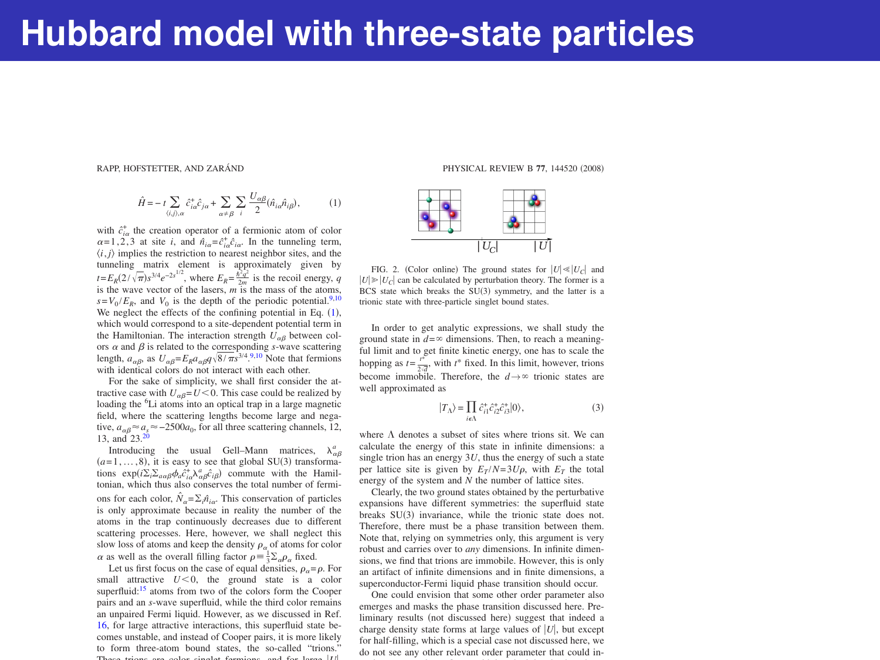# Hubbard model with three-state particles

$$\hat{H} = -t \sum_{\langle i,j \rangle, \alpha} \hat{c}^{+}_{i\alpha} \hat{c}_{j\alpha} + \sum_{\alpha \neq \beta} \sum_{i} \frac{U_{\alpha\beta}}{2} (\hat{n}_{i\alpha} \hat{n}_{i\beta}), \tag{1}$$

with $\hat{c}^{+}_{i\alpha}$ the creation operator of a fermionic atom of color $\alpha = 1,2,3$ at site $i$, and $\hat{n}_{i\alpha} = \hat{c}^{+}_{i\alpha}\hat{c}_{i\alpha}$. In the tunneling term, $\langle i,j \rangle$ implies the restriction to nearest neighbor sites, and the tunneling matrix element is approximately given by $t = E_R (2/\sqrt{\pi}) s^{3/4} e^{-2s^{1/2}}$, where $E_R = \frac{\hbar^2 q^2}{2m}$ is the recoil energy, $q$ is the wave vector of the lasers, $m$ is the mass of the atoms, $s = V_0/E_R$, and $V_0$ is the depth of the periodic potential.[9,10] We neglect the effects of the confining potential in Eq. (1), which would correspond to a site-dependent potential term in the Hamiltonian. The interaction strength $U_{\alpha\beta}$ between colors $\alpha$ and $\beta$ is related to the corresponding $s$-wave scattering length, $a_{\alpha\beta}$, as $U_{\alpha\beta} = E_R a_{\alpha\beta} q \sqrt{8/\pi} s^{3/4}$.[9,10] Note that fermions with identical colors do not interact with each other.

For the sake of simplicity, we shall first consider the attractive case with $U_{\alpha\beta} = U < 0$. This case could be realized by loading the $^6$Li atoms into an optical trap in a large magnetic field, where the scattering lengths become large and negative, $a_{\alpha\beta} \approx a_s \approx -2500 a_0$, for all three scattering channels, 12, 13, and 23.[20]

Introducing the usual Gell–Mann matrices, $\lambda^a_{\alpha\beta}$ $(a = 1, \ldots, 8)$, it is easy to see that global SU(3) transformations $\exp(i\Sigma_i \Sigma_{a\alpha\beta} \phi_a \hat{c}^{+}_{i\alpha} \lambda^a_{\alpha\beta} \hat{c}_{i\beta})$ commute with the Hamiltonian, which thus also conserves the total number of fermions for each color, $\hat{N}_\alpha = \Sigma_i \hat{n}_{i\alpha}$. This conservation of particles is only approximate because in reality the number of the atoms in the trap continuously decreases due to different scattering processes. Here, however, we shall neglect this slow loss of atoms and keep the density $\rho_\alpha$ of atoms for color $\alpha$ as well as the overall filling factor $\rho \equiv \frac{1}{3} \Sigma_\alpha \rho_\alpha$ fixed.

Let us first focus on the case of equal densities, $\rho_\alpha = \rho$. For small attractive $U < 0$, the ground state is a color superfluid:[15] atoms from two of the colors form the Cooper pairs and an $s$-wave superfluid, while the third color remains an unpaired Fermi liquid. However, as we discussed in Ref. 16, for large attractive interactions, this superfluid state becomes unstable, and instead of Cooper pairs, it is more likely to form three-atom bound states, the so-called "trions." These trions are color singlet fermions, and for large $|U|$

FIG. 2. (Color online) The ground states for $|U| \ll |U_C|$ and $|U| \gg |U_C|$ can be calculated by perturbation theory. The former is a BCS state which breaks the SU(3) symmetry, and the latter is a trionic state with three-particle singlet bound states.

In order to get analytic expressions, we shall study the ground state in $d = \infty$ dimensions. Then, to reach a meaningful limit and to get finite kinetic energy, one has to scale the hopping as $t = \frac{t^*}{2\sqrt{d}}$, with $t^*$ fixed. In this limit, however, trions become immobile. Therefore, the $d \to \infty$ trionic states are well approximated as

$$|T_\Lambda\rangle = \prod_{i \in \Lambda} \hat{c}^{+}_{i1} \hat{c}^{+}_{i2} \hat{c}^{+}_{i3} |0\rangle, \tag{3}$$

where $\Lambda$ denotes a subset of sites where trions sit. We can calculate the energy of this state in infinite dimensions: a single trion has an energy $3U$, thus the energy of such a state per lattice site is given by $E_T/N = 3U\rho$, with $E_T$ the total energy of the system and $N$ the number of lattice sites.

Clearly, the two ground states obtained by the perturbative expansions have different symmetries: the superfluid state breaks SU(3) invariance, while the trionic state does not. Therefore, there must be a phase transition between them. Note that, relying on symmetries only, this argument is very robust and carries over to *any* dimensions. In infinite dimensions, we find that trions are immobile. However, this is only an artifact of infinite dimensions and in finite dimensions, a superconductor-Fermi liquid phase transition should occur.

One could envision that some other order parameter also emerges and masks the phase transition discussed here. Preliminary results (not discussed here) suggest that indeed a charge density state forms at large values of $|U|$, but except for half-filling, which is a special case not discussed here, we do not see any other relevant order parameter that could in-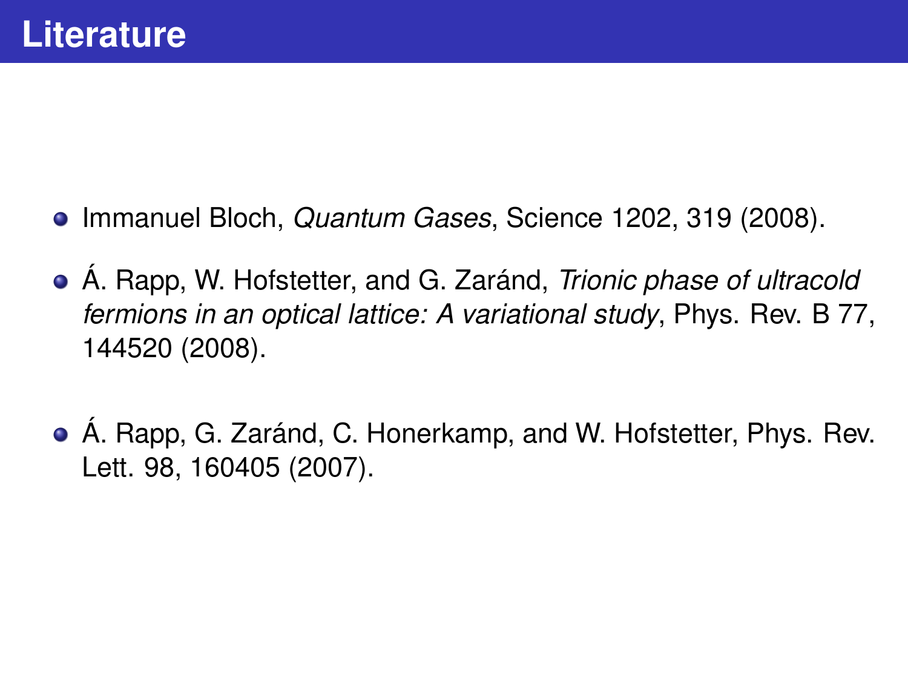# Literature

- Immanuel Bloch, *Quantum Gases*, Science 1202, 319 (2008).
- Á. Rapp, W. Hofstetter, and G. Zaránd, *Trionic phase of ultracold fermions in an optical lattice: A variational study*, Phys. Rev. B 77, 144520 (2008).
- Á. Rapp, G. Zaránd, C. Honerkamp, and W. Hofstetter, Phys. Rev. Lett. 98, 160405 (2007).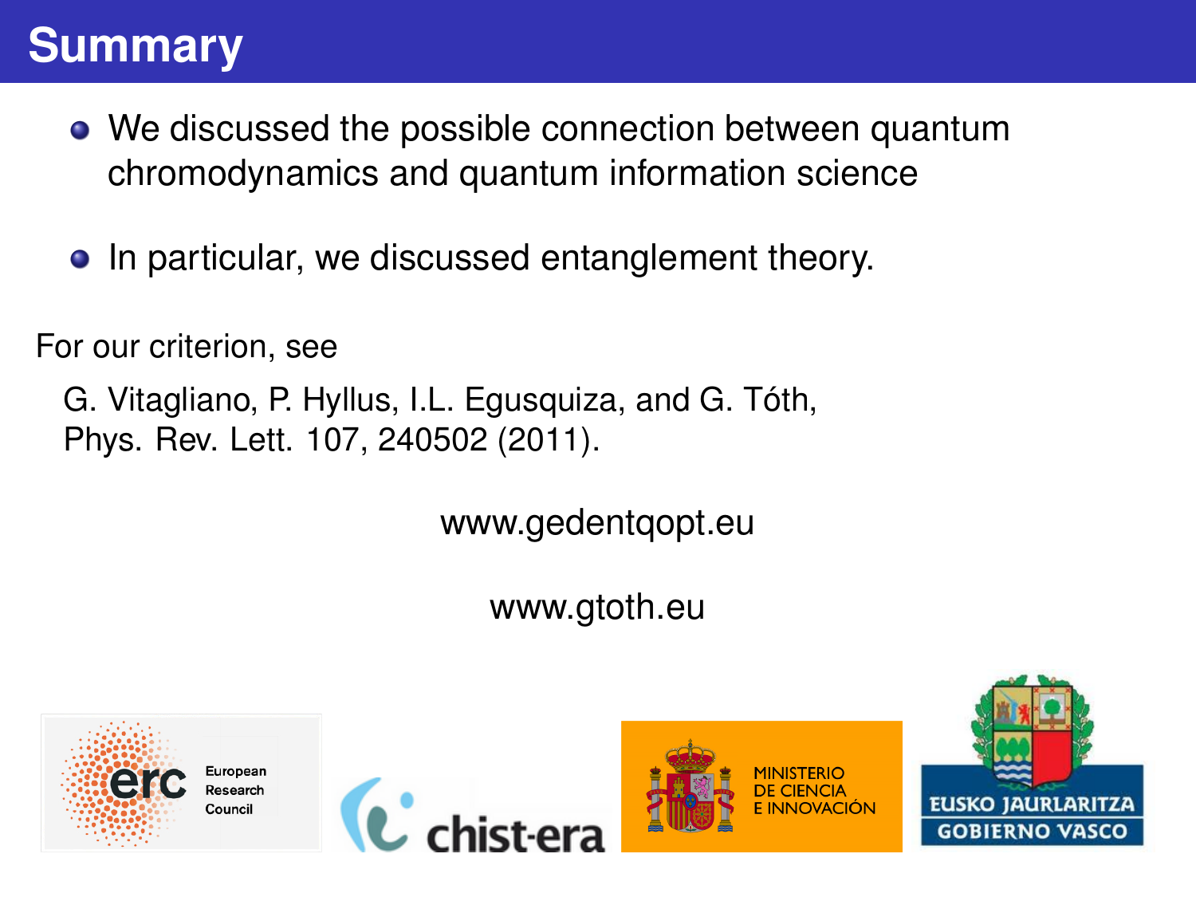# Summary

- We discussed the possible connection between quantum chromodynamics and quantum information science
- In particular, we discussed entanglement theory.

For our criterion, see

G. Vitagliano, P. Hyllus, I.L. Egusquiza, and G. Tóth, Phys. Rev. Lett. 107, 240502 (2011).

www.gedentqopt.eu

www.gtoth.eu